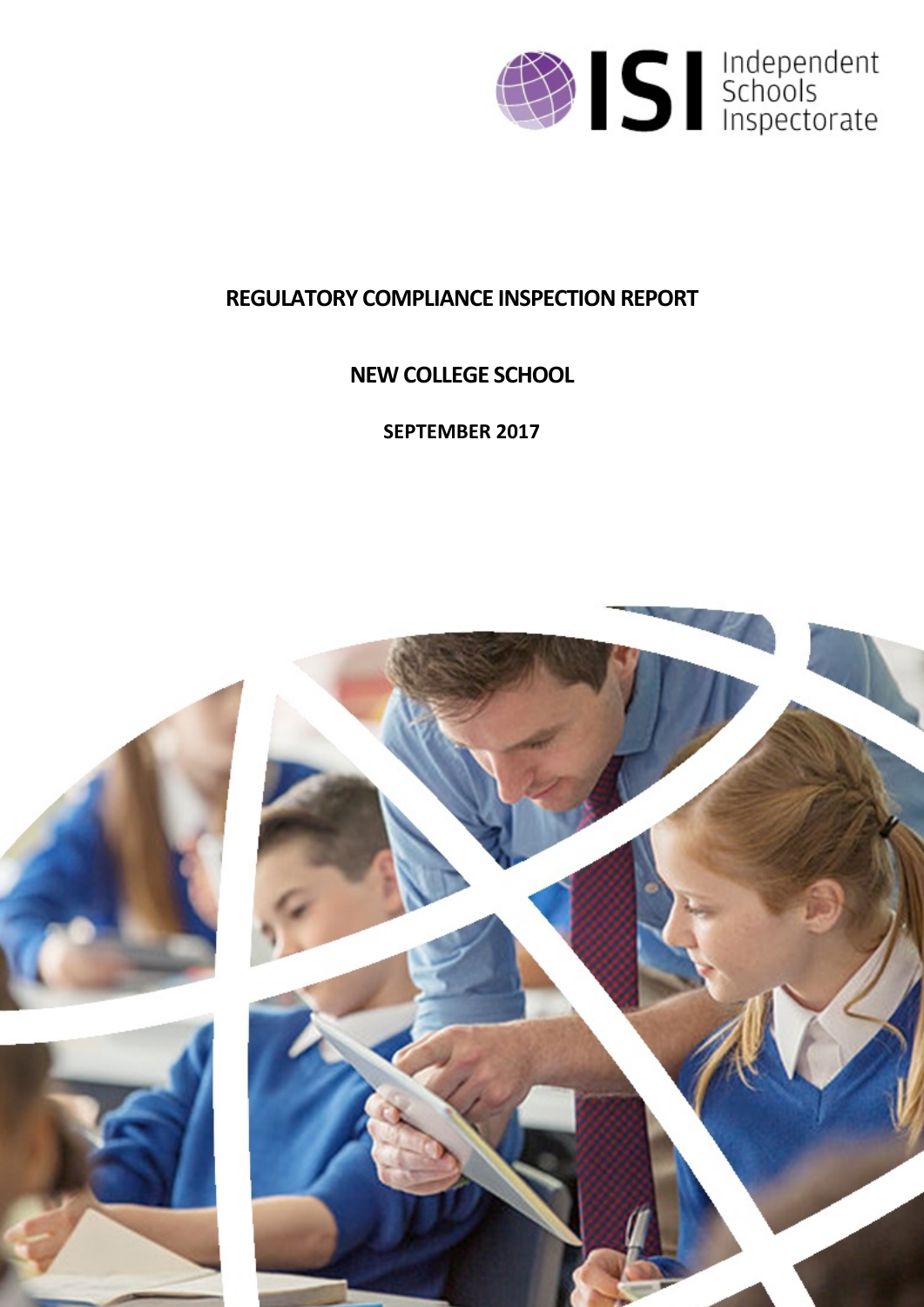Independent Schools Inspectorate

# REGULATORY COMPLIANCE INSPECTION REPORT

## NEW COLLEGE SCHOOL

**SEPTEMBER 2017**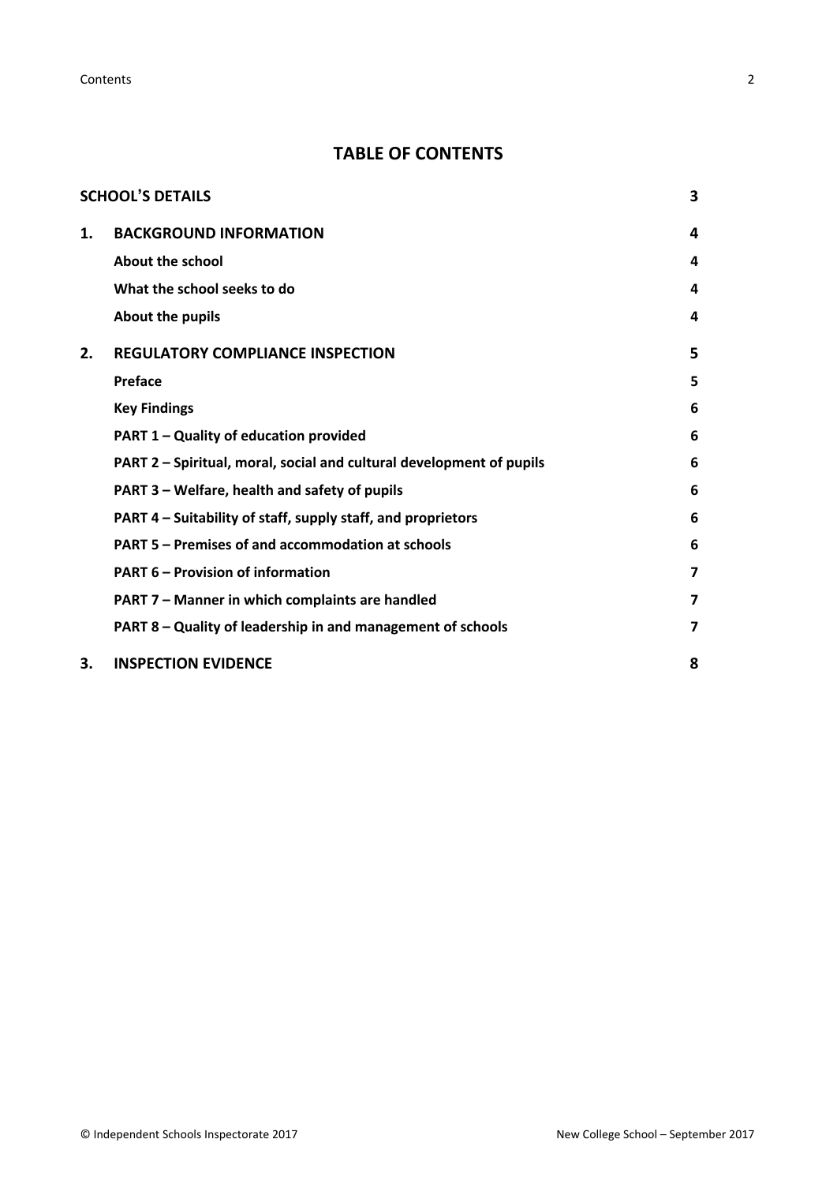## TABLE OF CONTENTS

| | | |
|---|---|---|
| **SCHOOL'S DETAILS** | | **3** |
| **1.** | **BACKGROUND INFORMATION** | **4** |
| | **About the school** | **4** |
| | **What the school seeks to do** | **4** |
| | **About the pupils** | **4** |
| **2.** | **REGULATORY COMPLIANCE INSPECTION** | **5** |
| | **Preface** | **5** |
| | **Key Findings** | **6** |
| | **PART 1 – Quality of education provided** | **6** |
| | **PART 2 – Spiritual, moral, social and cultural development of pupils** | **6** |
| | **PART 3 – Welfare, health and safety of pupils** | **6** |
| | **PART 4 – Suitability of staff, supply staff, and proprietors** | **6** |
| | **PART 5 – Premises of and accommodation at schools** | **6** |
| | **PART 6 – Provision of information** | **7** |
| | **PART 7 – Manner in which complaints are handled** | **7** |
| | **PART 8 – Quality of leadership in and management of schools** | **7** |
| **3.** | **INSPECTION EVIDENCE** | **8** |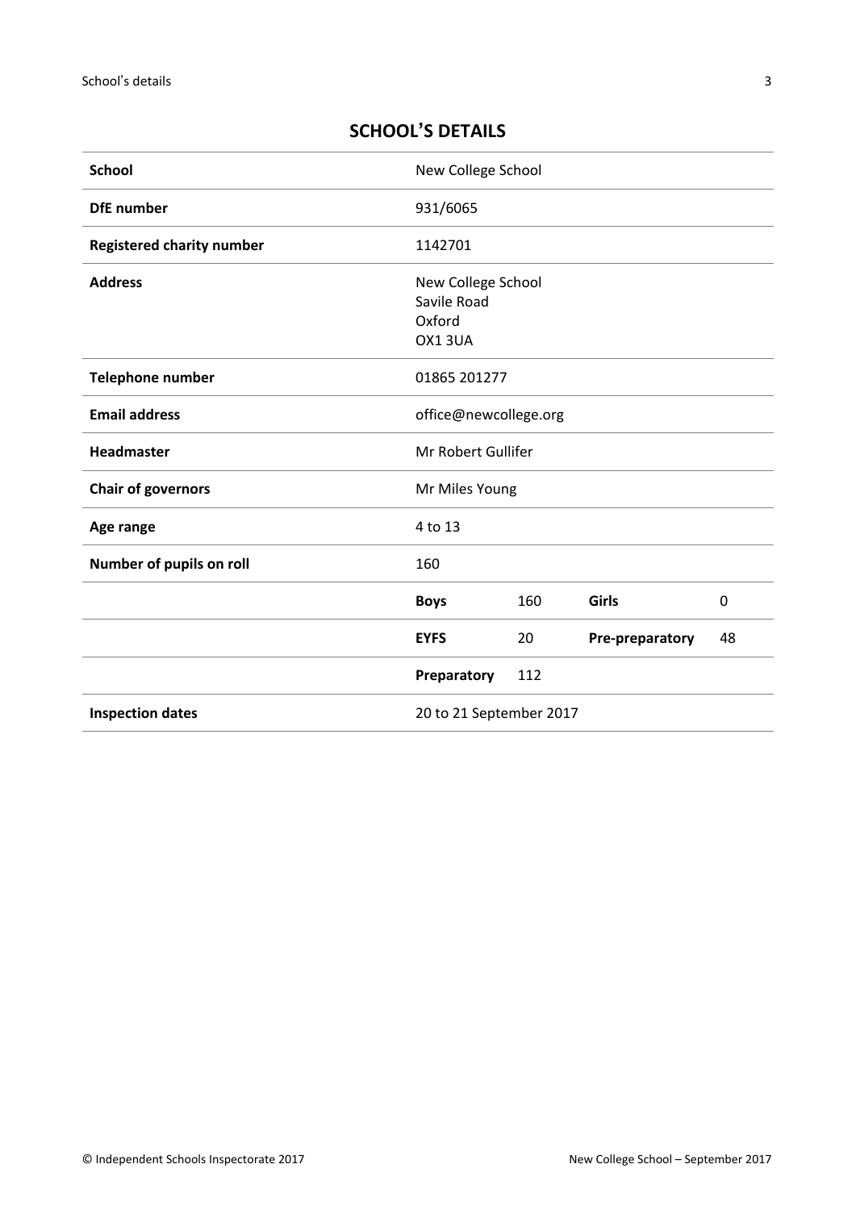## SCHOOL'S DETAILS

| **School** | New College School | | | |
|---|---|---|---|---|
| **DfE number** | 931/6065 | | | |
| **Registered charity number** | 1142701 | | | |
| **Address** | New College School<br>Savile Road<br>Oxford<br>OX1 3UA | | | |
| **Telephone number** | 01865 201277 | | | |
| **Email address** | office@newcollege.org | | | |
| **Headmaster** | Mr Robert Gullifer | | | |
| **Chair of governors** | Mr Miles Young | | | |
| **Age range** | 4 to 13 | | | |
| **Number of pupils on roll** | 160 | | | |
| | **Boys** | 160 | **Girls** | 0 |
| | **EYFS** | 20 | **Pre-preparatory** | 48 |
| | **Preparatory** | 112 | | |
| **Inspection dates** | 20 to 21 September 2017 | | | |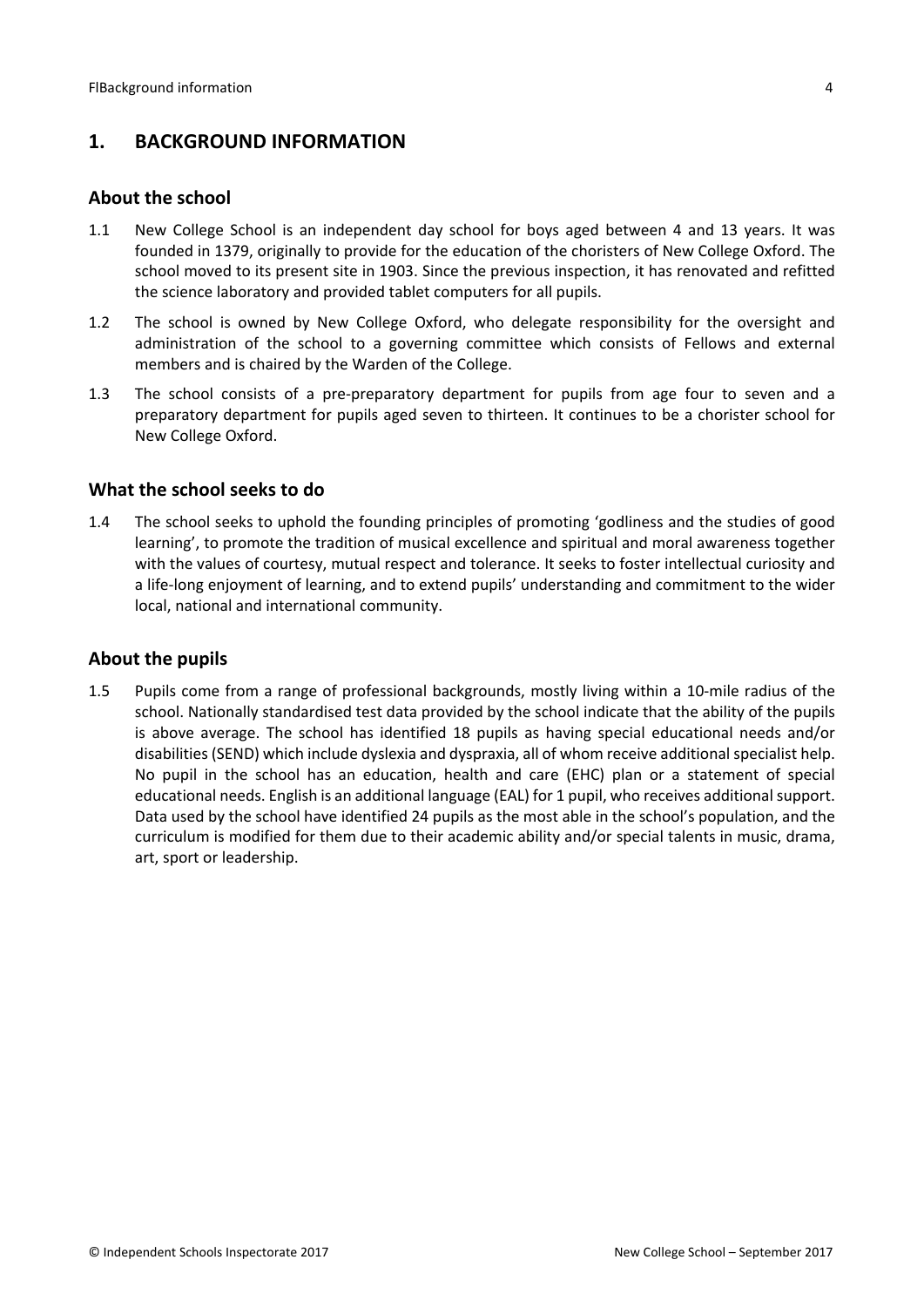## 1. BACKGROUND INFORMATION

### About the school

1.1 New College School is an independent day school for boys aged between 4 and 13 years. It was founded in 1379, originally to provide for the education of the choristers of New College Oxford. The school moved to its present site in 1903. Since the previous inspection, it has renovated and refitted the science laboratory and provided tablet computers for all pupils.

1.2 The school is owned by New College Oxford, who delegate responsibility for the oversight and administration of the school to a governing committee which consists of Fellows and external members and is chaired by the Warden of the College.

1.3 The school consists of a pre-preparatory department for pupils from age four to seven and a preparatory department for pupils aged seven to thirteen. It continues to be a chorister school for New College Oxford.

### What the school seeks to do

1.4 The school seeks to uphold the founding principles of promoting 'godliness and the studies of good learning', to promote the tradition of musical excellence and spiritual and moral awareness together with the values of courtesy, mutual respect and tolerance. It seeks to foster intellectual curiosity and a life-long enjoyment of learning, and to extend pupils' understanding and commitment to the wider local, national and international community.

### About the pupils

1.5 Pupils come from a range of professional backgrounds, mostly living within a 10-mile radius of the school. Nationally standardised test data provided by the school indicate that the ability of the pupils is above average. The school has identified 18 pupils as having special educational needs and/or disabilities (SEND) which include dyslexia and dyspraxia, all of whom receive additional specialist help. No pupil in the school has an education, health and care (EHC) plan or a statement of special educational needs. English is an additional language (EAL) for 1 pupil, who receives additional support. Data used by the school have identified 24 pupils as the most able in the school's population, and the curriculum is modified for them due to their academic ability and/or special talents in music, drama, art, sport or leadership.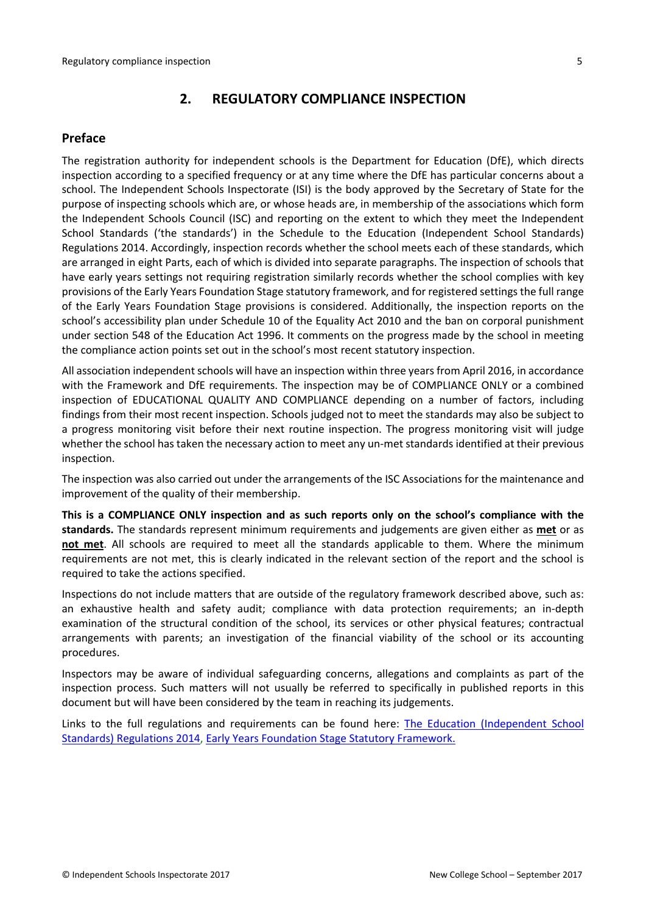## 2. REGULATORY COMPLIANCE INSPECTION

### Preface

The registration authority for independent schools is the Department for Education (DfE), which directs inspection according to a specified frequency or at any time where the DfE has particular concerns about a school. The Independent Schools Inspectorate (ISI) is the body approved by the Secretary of State for the purpose of inspecting schools which are, or whose heads are, in membership of the associations which form the Independent Schools Council (ISC) and reporting on the extent to which they meet the Independent School Standards ('the standards') in the Schedule to the Education (Independent School Standards) Regulations 2014. Accordingly, inspection records whether the school meets each of these standards, which are arranged in eight Parts, each of which is divided into separate paragraphs. The inspection of schools that have early years settings not requiring registration similarly records whether the school complies with key provisions of the Early Years Foundation Stage statutory framework, and for registered settings the full range of the Early Years Foundation Stage provisions is considered. Additionally, the inspection reports on the school's accessibility plan under Schedule 10 of the Equality Act 2010 and the ban on corporal punishment under section 548 of the Education Act 1996. It comments on the progress made by the school in meeting the compliance action points set out in the school's most recent statutory inspection.

All association independent schools will have an inspection within three years from April 2016, in accordance with the Framework and DfE requirements. The inspection may be of COMPLIANCE ONLY or a combined inspection of EDUCATIONAL QUALITY AND COMPLIANCE depending on a number of factors, including findings from their most recent inspection. Schools judged not to meet the standards may also be subject to a progress monitoring visit before their next routine inspection. The progress monitoring visit will judge whether the school has taken the necessary action to meet any un-met standards identified at their previous inspection.

The inspection was also carried out under the arrangements of the ISC Associations for the maintenance and improvement of the quality of their membership.

**This is a COMPLIANCE ONLY inspection and as such reports only on the school's compliance with the standards.** The standards represent minimum requirements and judgements are given either as **met** or as **not met**. All schools are required to meet all the standards applicable to them. Where the minimum requirements are not met, this is clearly indicated in the relevant section of the report and the school is required to take the actions specified.

Inspections do not include matters that are outside of the regulatory framework described above, such as: an exhaustive health and safety audit; compliance with data protection requirements; an in-depth examination of the structural condition of the school, its services or other physical features; contractual arrangements with parents; an investigation of the financial viability of the school or its accounting procedures.

Inspectors may be aware of individual safeguarding concerns, allegations and complaints as part of the inspection process. Such matters will not usually be referred to specifically in published reports in this document but will have been considered by the team in reaching its judgements.

Links to the full regulations and requirements can be found here: The Education (Independent School Standards) Regulations 2014, Early Years Foundation Stage Statutory Framework.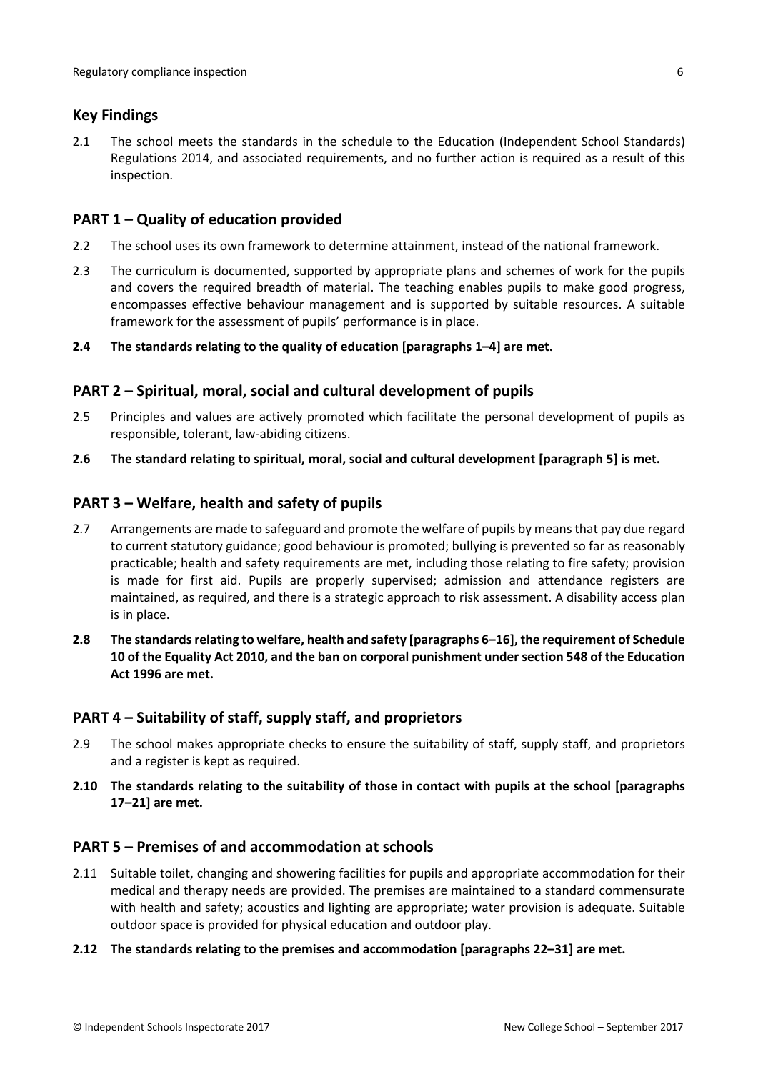## Key Findings

2.1 The school meets the standards in the schedule to the Education (Independent School Standards) Regulations 2014, and associated requirements, and no further action is required as a result of this inspection.

## PART 1 – Quality of education provided

2.2 The school uses its own framework to determine attainment, instead of the national framework.

2.3 The curriculum is documented, supported by appropriate plans and schemes of work for the pupils and covers the required breadth of material. The teaching enables pupils to make good progress, encompasses effective behaviour management and is supported by suitable resources. A suitable framework for the assessment of pupils' performance is in place.

**2.4 The standards relating to the quality of education [paragraphs 1–4] are met.**

## PART 2 – Spiritual, moral, social and cultural development of pupils

2.5 Principles and values are actively promoted which facilitate the personal development of pupils as responsible, tolerant, law-abiding citizens.

**2.6 The standard relating to spiritual, moral, social and cultural development [paragraph 5] is met.**

## PART 3 – Welfare, health and safety of pupils

2.7 Arrangements are made to safeguard and promote the welfare of pupils by means that pay due regard to current statutory guidance; good behaviour is promoted; bullying is prevented so far as reasonably practicable; health and safety requirements are met, including those relating to fire safety; provision is made for first aid. Pupils are properly supervised; admission and attendance registers are maintained, as required, and there is a strategic approach to risk assessment. A disability access plan is in place.

**2.8 The standards relating to welfare, health and safety [paragraphs 6–16], the requirement of Schedule 10 of the Equality Act 2010, and the ban on corporal punishment under section 548 of the Education Act 1996 are met.**

## PART 4 – Suitability of staff, supply staff, and proprietors

2.9 The school makes appropriate checks to ensure the suitability of staff, supply staff, and proprietors and a register is kept as required.

**2.10 The standards relating to the suitability of those in contact with pupils at the school [paragraphs 17–21] are met.**

## PART 5 – Premises of and accommodation at schools

2.11 Suitable toilet, changing and showering facilities for pupils and appropriate accommodation for their medical and therapy needs are provided. The premises are maintained to a standard commensurate with health and safety; acoustics and lighting are appropriate; water provision is adequate. Suitable outdoor space is provided for physical education and outdoor play.

**2.12 The standards relating to the premises and accommodation [paragraphs 22–31] are met.**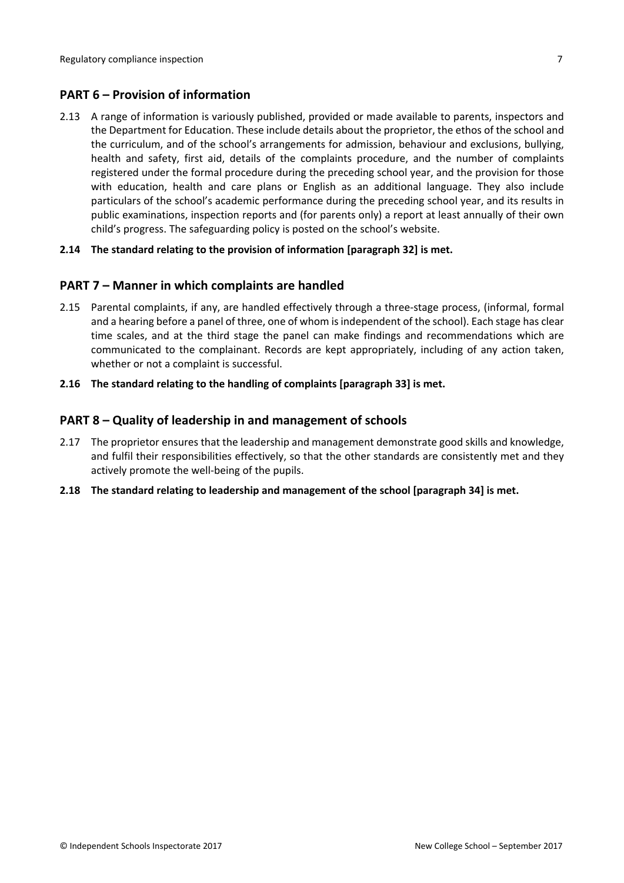## PART 6 – Provision of information

2.13 A range of information is variously published, provided or made available to parents, inspectors and the Department for Education. These include details about the proprietor, the ethos of the school and the curriculum, and of the school's arrangements for admission, behaviour and exclusions, bullying, health and safety, first aid, details of the complaints procedure, and the number of complaints registered under the formal procedure during the preceding school year, and the provision for those with education, health and care plans or English as an additional language. They also include particulars of the school's academic performance during the preceding school year, and its results in public examinations, inspection reports and (for parents only) a report at least annually of their own child's progress. The safeguarding policy is posted on the school's website.

**2.14 The standard relating to the provision of information [paragraph 32] is met.**

## PART 7 – Manner in which complaints are handled

2.15 Parental complaints, if any, are handled effectively through a three-stage process, (informal, formal and a hearing before a panel of three, one of whom is independent of the school). Each stage has clear time scales, and at the third stage the panel can make findings and recommendations which are communicated to the complainant. Records are kept appropriately, including of any action taken, whether or not a complaint is successful.

**2.16 The standard relating to the handling of complaints [paragraph 33] is met.**

## PART 8 – Quality of leadership in and management of schools

2.17 The proprietor ensures that the leadership and management demonstrate good skills and knowledge, and fulfil their responsibilities effectively, so that the other standards are consistently met and they actively promote the well-being of the pupils.

**2.18 The standard relating to leadership and management of the school [paragraph 34] is met.**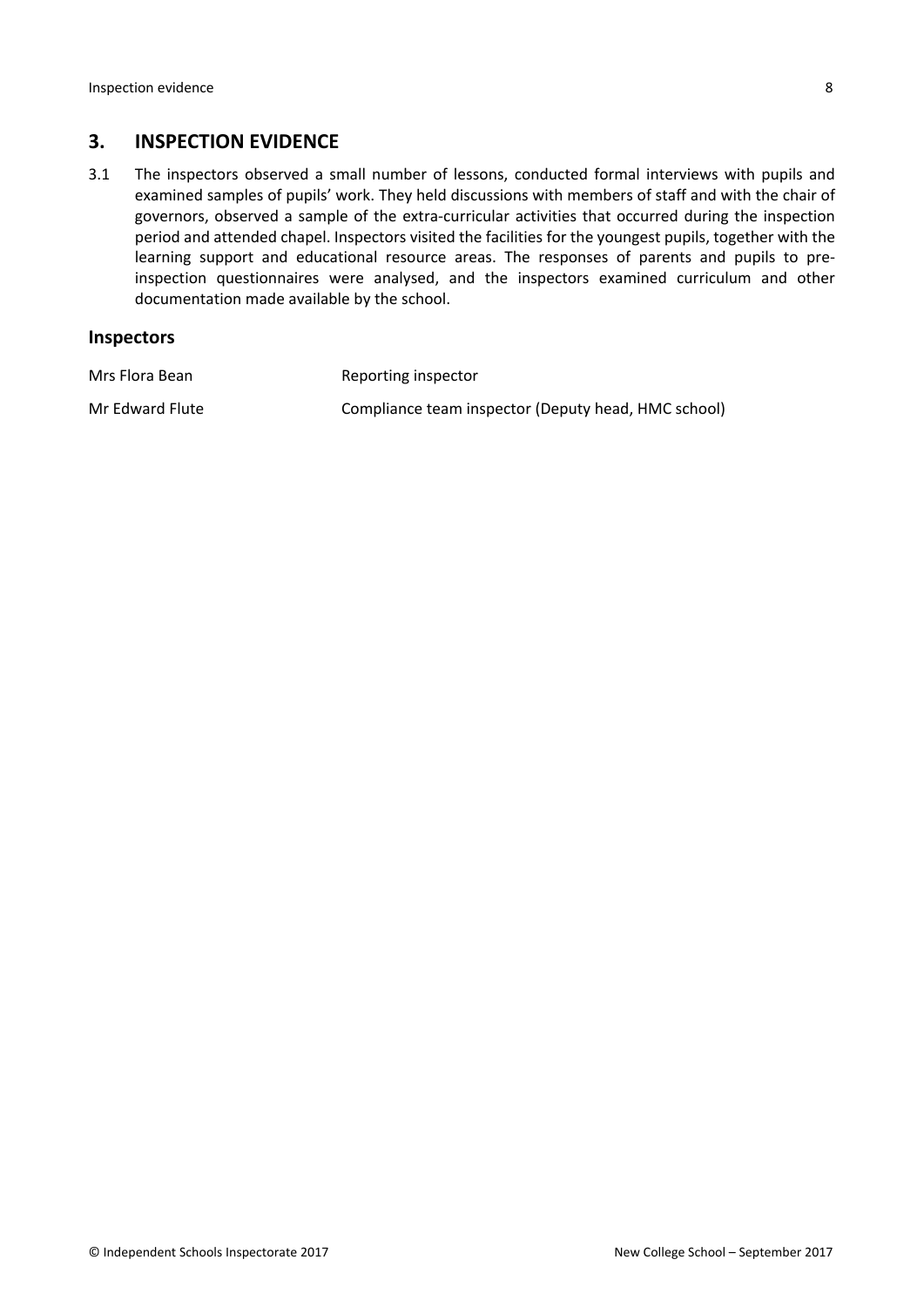## 3. INSPECTION EVIDENCE

3.1 The inspectors observed a small number of lessons, conducted formal interviews with pupils and examined samples of pupils' work. They held discussions with members of staff and with the chair of governors, observed a sample of the extra-curricular activities that occurred during the inspection period and attended chapel. Inspectors visited the facilities for the youngest pupils, together with the learning support and educational resource areas. The responses of parents and pupils to pre-inspection questionnaires were analysed, and the inspectors examined curriculum and other documentation made available by the school.

### Inspectors

| | |
|---|---|
| Mrs Flora Bean | Reporting inspector |
| Mr Edward Flute | Compliance team inspector (Deputy head, HMC school) |